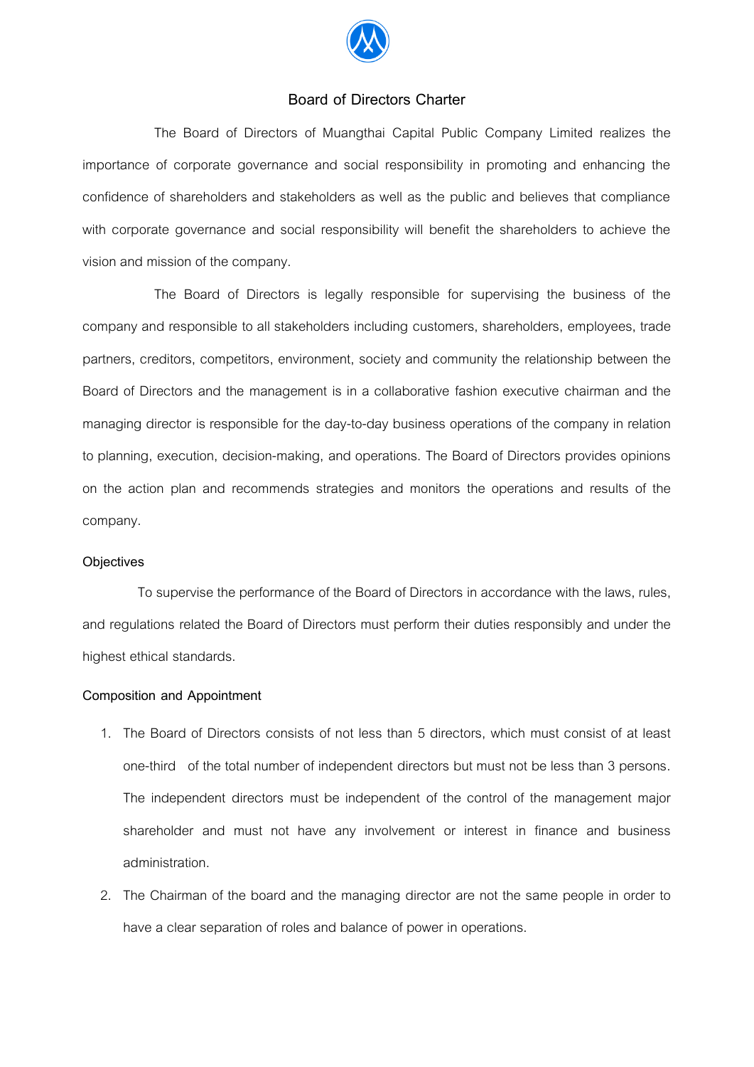# Board of Directors Charter

The Board of Directors of Muangthai Capital Public Company Limited realizes the importance of corporate governance and social responsibility in promoting and enhancing the confidence of shareholders and stakeholders as well as the public and believes that compliance with corporate governance and social responsibility will benefit the shareholders to achieve the vision and mission of the company.

The Board of Directors is legally responsible for supervising the business of the company and responsible to all stakeholders including customers, shareholders, employees, trade partners, creditors, competitors, environment, society and community the relationship between the Board of Directors and the management is in a collaborative fashion executive chairman and the managing director is responsible for the day-to-day business operations of the company in relation to planning, execution, decision-making, and operations. The Board of Directors provides opinions on the action plan and recommends strategies and monitors the operations and results of the company.

## Objectives

To supervise the performance of the Board of Directors in accordance with the laws, rules, and regulations related the Board of Directors must perform their duties responsibly and under the highest ethical standards.

## Composition and Appointment

1. The Board of Directors consists of not less than 5 directors, which must consist of at least one-third of the total number of independent directors but must not be less than 3 persons. The independent directors must be independent of the control of the management major shareholder and must not have any involvement or interest in finance and business administration.
2. The Chairman of the board and the managing director are not the same people in order to have a clear separation of roles and balance of power in operations.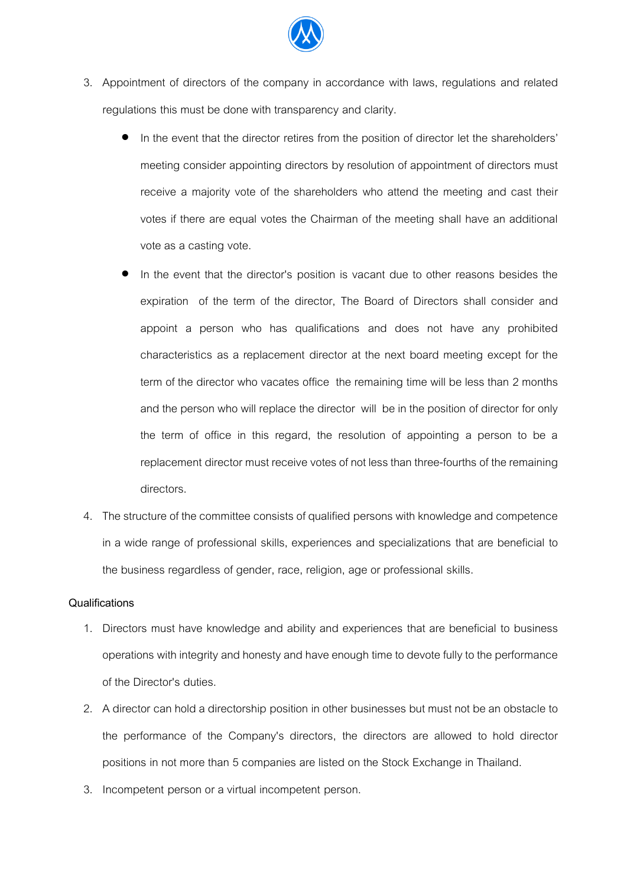3. Appointment of directors of the company in accordance with laws, regulations and related regulations this must be done with transparency and clarity.
   - In the event that the director retires from the position of director let the shareholders' meeting consider appointing directors by resolution of appointment of directors must receive a majority vote of the shareholders who attend the meeting and cast their votes if there are equal votes the Chairman of the meeting shall have an additional vote as a casting vote.
   - In the event that the director's position is vacant due to other reasons besides the expiration of the term of the director, The Board of Directors shall consider and appoint a person who has qualifications and does not have any prohibited characteristics as a replacement director at the next board meeting except for the term of the director who vacates office the remaining time will be less than 2 months and the person who will replace the director will be in the position of director for only the term of office in this regard, the resolution of appointing a person to be a replacement director must receive votes of not less than three-fourths of the remaining directors.
4. The structure of the committee consists of qualified persons with knowledge and competence in a wide range of professional skills, experiences and specializations that are beneficial to the business regardless of gender, race, religion, age or professional skills.

**Qualifications**

1. Directors must have knowledge and ability and experiences that are beneficial to business operations with integrity and honesty and have enough time to devote fully to the performance of the Director's duties.
2. A director can hold a directorship position in other businesses but must not be an obstacle to the performance of the Company's directors, the directors are allowed to hold director positions in not more than 5 companies are listed on the Stock Exchange in Thailand.
3. Incompetent person or a virtual incompetent person.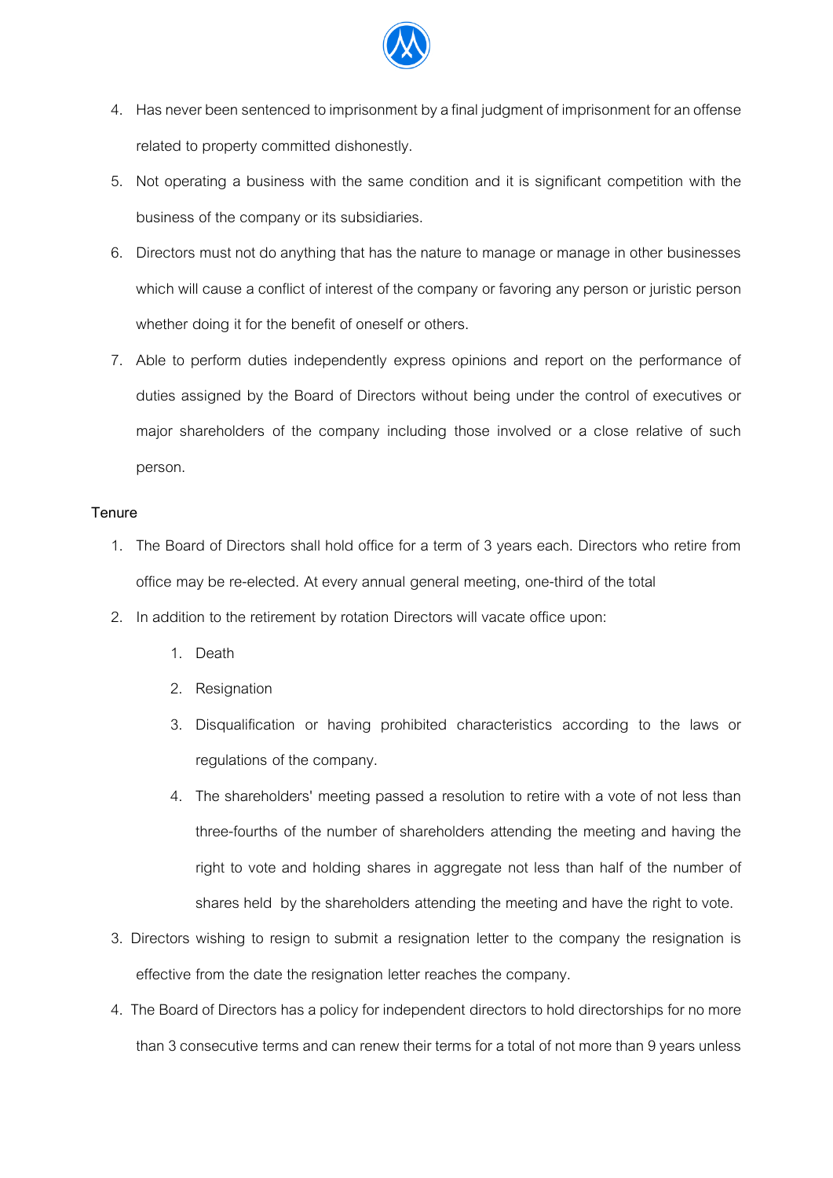4. Has never been sentenced to imprisonment by a final judgment of imprisonment for an offense related to property committed dishonestly.
5. Not operating a business with the same condition and it is significant competition with the business of the company or its subsidiaries.
6. Directors must not do anything that has the nature to manage or manage in other businesses which will cause a conflict of interest of the company or favoring any person or juristic person whether doing it for the benefit of oneself or others.
7. Able to perform duties independently express opinions and report on the performance of duties assigned by the Board of Directors without being under the control of executives or major shareholders of the company including those involved or a close relative of such person.

**Tenure**

1. The Board of Directors shall hold office for a term of 3 years each. Directors who retire from office may be re-elected. At every annual general meeting, one-third of the total
2. In addition to the retirement by rotation Directors will vacate office upon:
    1. Death
    2. Resignation
    3. Disqualification or having prohibited characteristics according to the laws or regulations of the company.
    4. The shareholders' meeting passed a resolution to retire with a vote of not less than three-fourths of the number of shareholders attending the meeting and having the right to vote and holding shares in aggregate not less than half of the number of shares held by the shareholders attending the meeting and have the right to vote.
3. Directors wishing to resign to submit a resignation letter to the company the resignation is effective from the date the resignation letter reaches the company.
4. The Board of Directors has a policy for independent directors to hold directorships for no more than 3 consecutive terms and can renew their terms for a total of not more than 9 years unless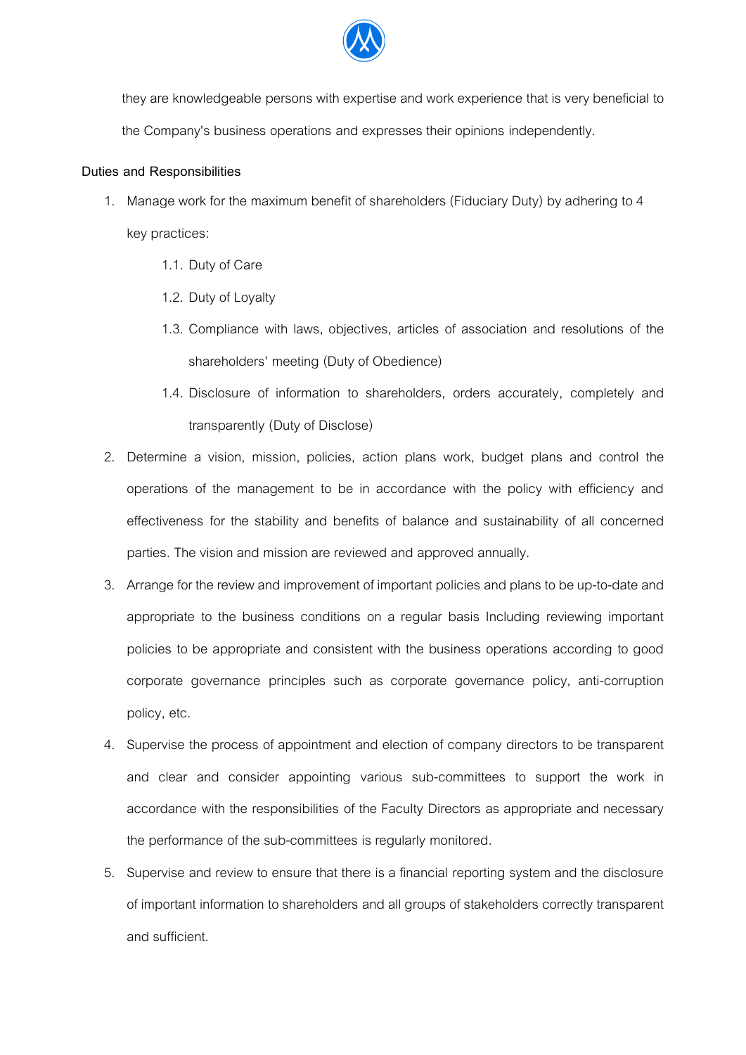they are knowledgeable persons with expertise and work experience that is very beneficial to the Company's business operations and expresses their opinions independently.

**Duties and Responsibilities**

1. Manage work for the maximum benefit of shareholders (Fiduciary Duty) by adhering to 4 key practices:
    1.1. Duty of Care
    1.2. Duty of Loyalty
    1.3. Compliance with laws, objectives, articles of association and resolutions of the shareholders' meeting (Duty of Obedience)
    1.4. Disclosure of information to shareholders, orders accurately, completely and transparently (Duty of Disclose)
2. Determine a vision, mission, policies, action plans work, budget plans and control the operations of the management to be in accordance with the policy with efficiency and effectiveness for the stability and benefits of balance and sustainability of all concerned parties. The vision and mission are reviewed and approved annually.
3. Arrange for the review and improvement of important policies and plans to be up-to-date and appropriate to the business conditions on a regular basis Including reviewing important policies to be appropriate and consistent with the business operations according to good corporate governance principles such as corporate governance policy, anti-corruption policy, etc.
4. Supervise the process of appointment and election of company directors to be transparent and clear and consider appointing various sub-committees to support the work in accordance with the responsibilities of the Faculty Directors as appropriate and necessary the performance of the sub-committees is regularly monitored.
5. Supervise and review to ensure that there is a financial reporting system and the disclosure of important information to shareholders and all groups of stakeholders correctly transparent and sufficient.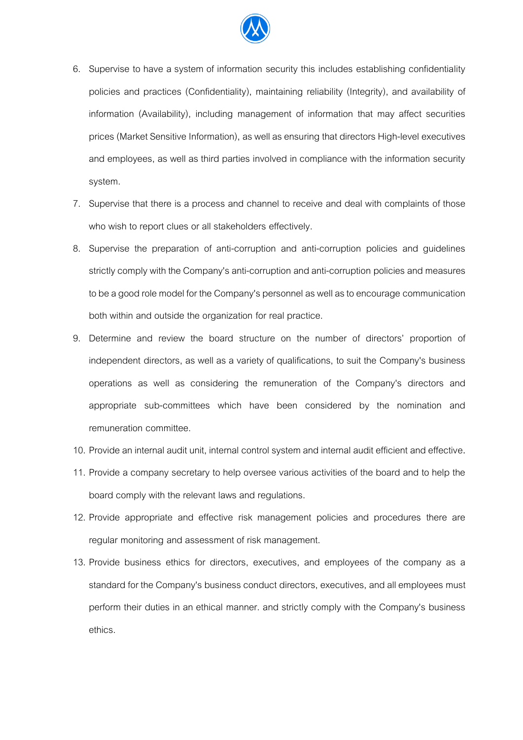6. Supervise to have a system of information security this includes establishing confidentiality policies and practices (Confidentiality), maintaining reliability (Integrity), and availability of information (Availability), including management of information that may affect securities prices (Market Sensitive Information), as well as ensuring that directors High-level executives and employees, as well as third parties involved in compliance with the information security system.
7. Supervise that there is a process and channel to receive and deal with complaints of those who wish to report clues or all stakeholders effectively.
8. Supervise the preparation of anti-corruption and anti-corruption policies and guidelines strictly comply with the Company's anti-corruption and anti-corruption policies and measures to be a good role model for the Company's personnel as well as to encourage communication both within and outside the organization for real practice.
9. Determine and review the board structure on the number of directors' proportion of independent directors, as well as a variety of qualifications, to suit the Company's business operations as well as considering the remuneration of the Company's directors and appropriate sub-committees which have been considered by the nomination and remuneration committee.
10. Provide an internal audit unit, internal control system and internal audit efficient and effective.
11. Provide a company secretary to help oversee various activities of the board and to help the board comply with the relevant laws and regulations.
12. Provide appropriate and effective risk management policies and procedures there are regular monitoring and assessment of risk management.
13. Provide business ethics for directors, executives, and employees of the company as a standard for the Company's business conduct directors, executives, and all employees must perform their duties in an ethical manner. and strictly comply with the Company's business ethics.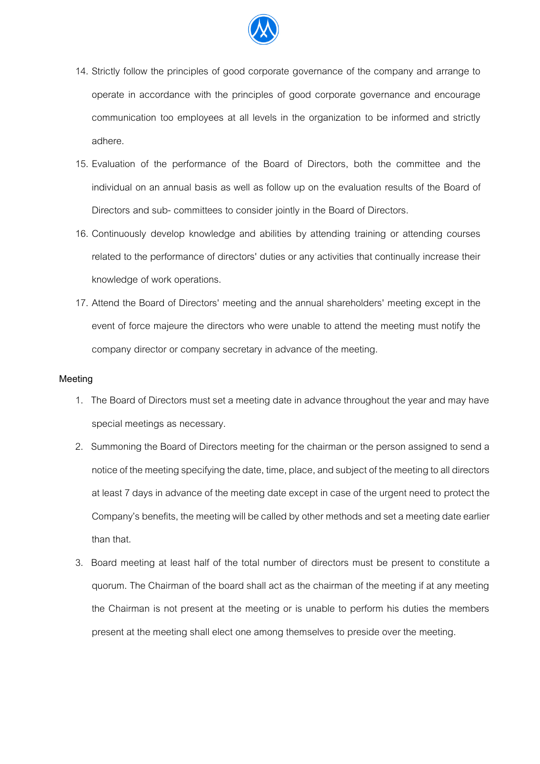14. Strictly follow the principles of good corporate governance of the company and arrange to operate in accordance with the principles of good corporate governance and encourage communication too employees at all levels in the organization to be informed and strictly adhere.
15. Evaluation of the performance of the Board of Directors, both the committee and the individual on an annual basis as well as follow up on the evaluation results of the Board of Directors and sub- committees to consider jointly in the Board of Directors.
16. Continuously develop knowledge and abilities by attending training or attending courses related to the performance of directors' duties or any activities that continually increase their knowledge of work operations.
17. Attend the Board of Directors' meeting and the annual shareholders' meeting except in the event of force majeure the directors who were unable to attend the meeting must notify the company director or company secretary in advance of the meeting.

**Meeting**

1. The Board of Directors must set a meeting date in advance throughout the year and may have special meetings as necessary.
2. Summoning the Board of Directors meeting for the chairman or the person assigned to send a notice of the meeting specifying the date, time, place, and subject of the meeting to all directors at least 7 days in advance of the meeting date except in case of the urgent need to protect the Company's benefits, the meeting will be called by other methods and set a meeting date earlier than that.
3. Board meeting at least half of the total number of directors must be present to constitute a quorum. The Chairman of the board shall act as the chairman of the meeting if at any meeting the Chairman is not present at the meeting or is unable to perform his duties the members present at the meeting shall elect one among themselves to preside over the meeting.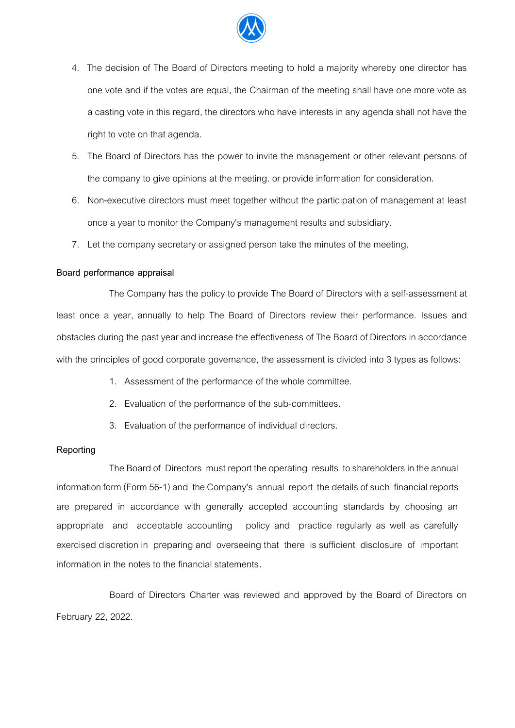4. The decision of The Board of Directors meeting to hold a majority whereby one director has one vote and if the votes are equal, the Chairman of the meeting shall have one more vote as a casting vote in this regard, the directors who have interests in any agenda shall not have the right to vote on that agenda.
5. The Board of Directors has the power to invite the management or other relevant persons of the company to give opinions at the meeting. or provide information for consideration.
6. Non-executive directors must meet together without the participation of management at least once a year to monitor the Company's management results and subsidiary.
7. Let the company secretary or assigned person take the minutes of the meeting.

**Board performance appraisal**

The Company has the policy to provide The Board of Directors with a self-assessment at least once a year, annually to help The Board of Directors review their performance. Issues and obstacles during the past year and increase the effectiveness of The Board of Directors in accordance with the principles of good corporate governance, the assessment is divided into 3 types as follows:

1. Assessment of the performance of the whole committee.
2. Evaluation of the performance of the sub-committees.
3. Evaluation of the performance of individual directors.

**Reporting**

The Board of Directors must report the operating results to shareholders in the annual information form (Form 56-1) and the Company's annual report the details of such financial reports are prepared in accordance with generally accepted accounting standards by choosing an appropriate and acceptable accounting policy and practice regularly as well as carefully exercised discretion in preparing and overseeing that there is sufficient disclosure of important information in the notes to the financial statements.

Board of Directors Charter was reviewed and approved by the Board of Directors on February 22, 2022.